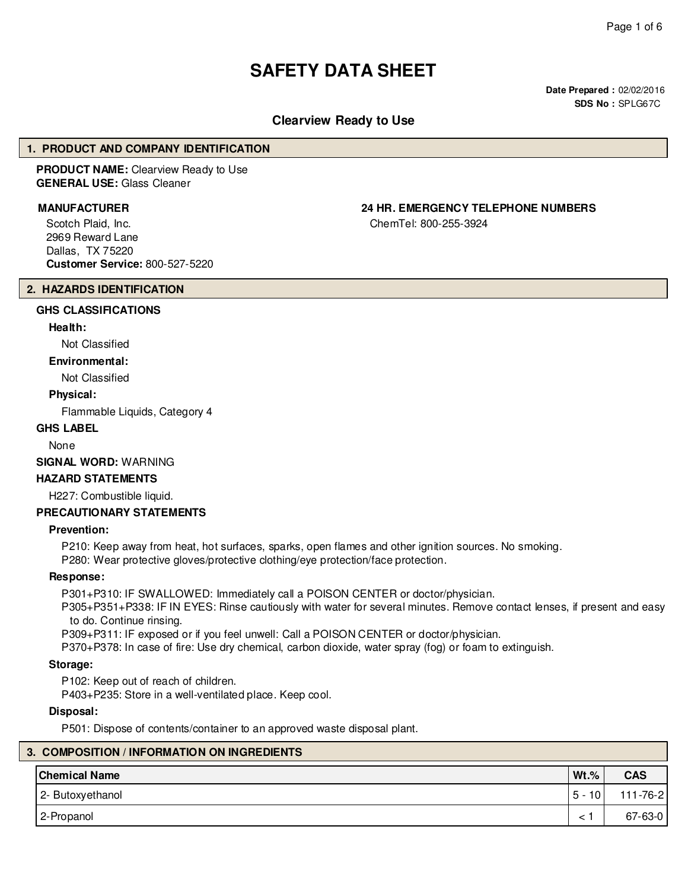# SAFETY DATA SHEET

**Date Prepared :** 02/02/2016
**SDS No :** SPLG67C

## Clearview Ready to Use

## 1. PRODUCT AND COMPANY IDENTIFICATION

**PRODUCT NAME:** Clearview Ready to Use
**GENERAL USE:** Glass Cleaner

**MANUFACTURER**

Scotch Plaid, Inc.
2969 Reward Lane
Dallas, TX 75220
**Customer Service:** 800-527-5220

**24 HR. EMERGENCY TELEPHONE NUMBERS**

ChemTel: 800-255-3924

## 2. HAZARDS IDENTIFICATION

**GHS CLASSIFICATIONS**

**Health:**

Not Classified

**Environmental:**

Not Classified

**Physical:**

Flammable Liquids, Category 4

**GHS LABEL**

None

**SIGNAL WORD:** WARNING

**HAZARD STATEMENTS**

H227: Combustible liquid.

**PRECAUTIONARY STATEMENTS**

**Prevention:**

P210: Keep away from heat, hot surfaces, sparks, open flames and other ignition sources. No smoking.
P280: Wear protective gloves/protective clothing/eye protection/face protection.

**Response:**

P301+P310: IF SWALLOWED: Immediately call a POISON CENTER or doctor/physician.
P305+P351+P338: IF IN EYES: Rinse cautiously with water for several minutes. Remove contact lenses, if present and easy to do. Continue rinsing.
P309+P311: IF exposed or if you feel unwell: Call a POISON CENTER or doctor/physician.
P370+P378: In case of fire: Use dry chemical, carbon dioxide, water spray (fog) or foam to extinguish.

**Storage:**

P102: Keep out of reach of children.
P403+P235: Store in a well-ventilated place. Keep cool.

**Disposal:**

P501: Dispose of contents/container to an approved waste disposal plant.

## 3. COMPOSITION / INFORMATION ON INGREDIENTS

| Chemical Name | Wt.% | CAS |
|---|---|---|
| 2- Butoxyethanol | 5 - 10 | 111-76-2 |
| 2-Propanol | < 1 | 67-63-0 |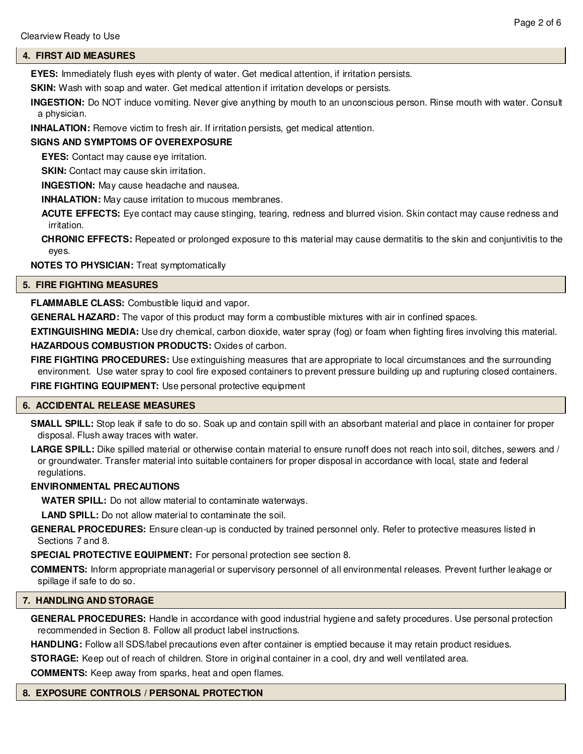## 4. FIRST AID MEASURES

**EYES:** Immediately flush eyes with plenty of water. Get medical attention, if irritation persists.

**SKIN:** Wash with soap and water. Get medical attention if irritation develops or persists.

**INGESTION:** Do NOT induce vomiting. Never give anything by mouth to an unconscious person. Rinse mouth with water. Consult a physician.

**INHALATION:** Remove victim to fresh air. If irritation persists, get medical attention.

**SIGNS AND SYMPTOMS OF OVEREXPOSURE**

**EYES:** Contact may cause eye irritation.

**SKIN:** Contact may cause skin irritation.

**INGESTION:** May cause headache and nausea.

**INHALATION:** May cause irritation to mucous membranes.

**ACUTE EFFECTS:** Eye contact may cause stinging, tearing, redness and blurred vision. Skin contact may cause redness and irritation.

**CHRONIC EFFECTS:** Repeated or prolonged exposure to this material may cause dermatitis to the skin and conjuntivitis to the eyes.

**NOTES TO PHYSICIAN:** Treat symptomatically

## 5. FIRE FIGHTING MEASURES

**FLAMMABLE CLASS:** Combustible liquid and vapor.

**GENERAL HAZARD:** The vapor of this product may form a combustible mixtures with air in confined spaces.

**EXTINGUISHING MEDIA:** Use dry chemical, carbon dioxide, water spray (fog) or foam when fighting fires involving this material.

**HAZARDOUS COMBUSTION PRODUCTS:** Oxides of carbon.

**FIRE FIGHTING PROCEDURES:** Use extinguishing measures that are appropriate to local circumstances and the surrounding environment. Use water spray to cool fire exposed containers to prevent pressure building up and rupturing closed containers.

**FIRE FIGHTING EQUIPMENT:** Use personal protective equipment

## 6. ACCIDENTAL RELEASE MEASURES

**SMALL SPILL:** Stop leak if safe to do so. Soak up and contain spill with an absorbant material and place in container for proper disposal. Flush away traces with water.

**LARGE SPILL:** Dike spilled material or otherwise contain material to ensure runoff does not reach into soil, ditches, sewers and / or groundwater. Transfer material into suitable containers for proper disposal in accordance with local, state and federal regulations.

**ENVIRONMENTAL PRECAUTIONS**

**WATER SPILL:** Do not allow material to contaminate waterways.

**LAND SPILL:** Do not allow material to contaminate the soil.

**GENERAL PROCEDURES:** Ensure clean-up is conducted by trained personnel only. Refer to protective measures listed in Sections 7 and 8.

**SPECIAL PROTECTIVE EQUIPMENT:** For personal protection see section 8.

**COMMENTS:** Inform appropriate managerial or supervisory personnel of all environmental releases. Prevent further leakage or spillage if safe to do so.

## 7. HANDLING AND STORAGE

**GENERAL PROCEDURES:** Handle in accordance with good industrial hygiene and safety procedures. Use personal protection recommended in Section 8. Follow all product label instructions.

**HANDLING:** Follow all SDS/label precautions even after container is emptied because it may retain product residues.

**STORAGE:** Keep out of reach of children. Store in original container in a cool, dry and well ventilated area.

**COMMENTS:** Keep away from sparks, heat and open flames.

## 8. EXPOSURE CONTROLS / PERSONAL PROTECTION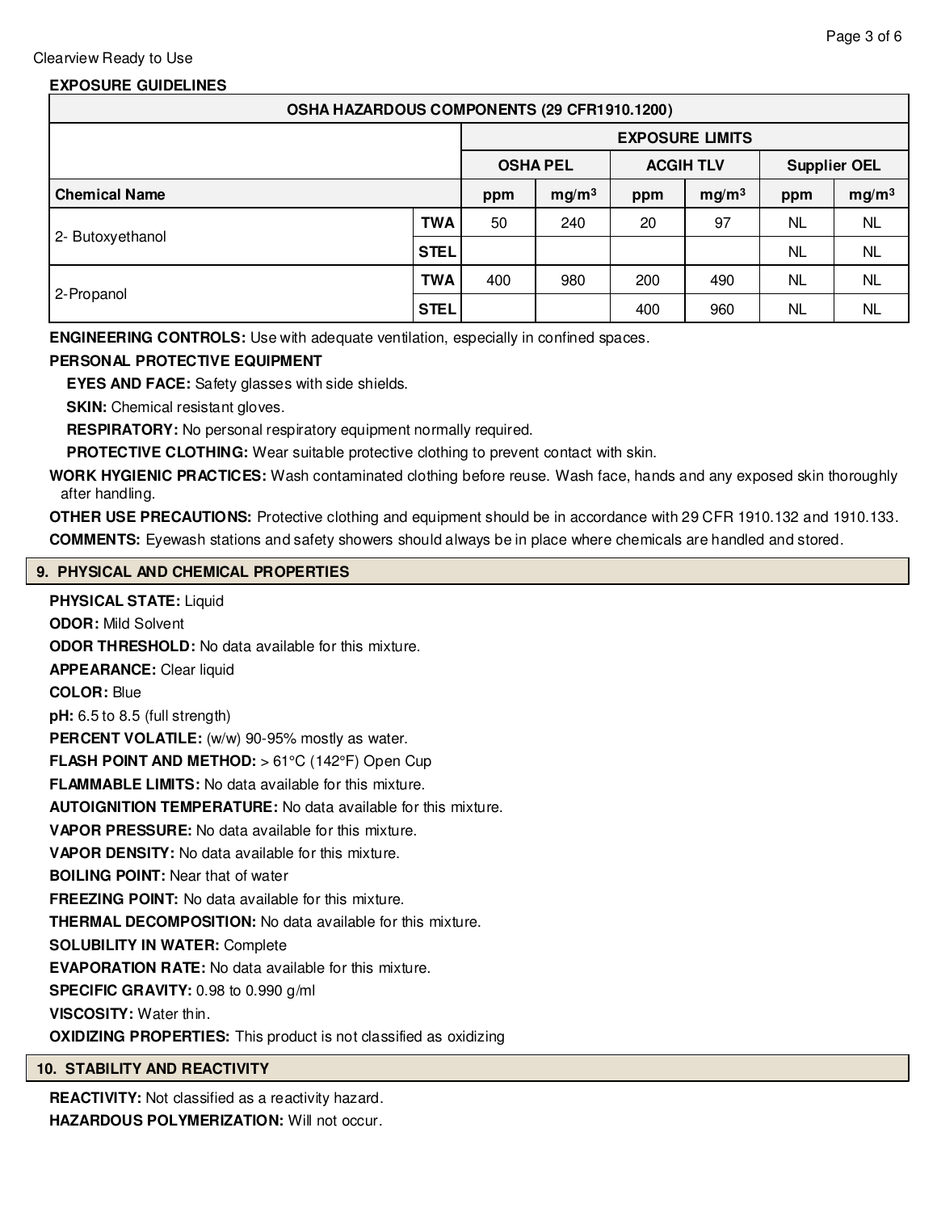Clearview Ready to Use

**EXPOSURE GUIDELINES**

| OSHA HAZARDOUS COMPONENTS (29 CFR1910.1200) | | | | | | | | |
|---|---|---|---|---|---|---|---|---|
| | | EXPOSURE LIMITS | | | | | | |
| | | OSHA PEL | | ACGIH TLV | | Supplier OEL | | |
| **Chemical Name** | | ppm | mg/m³ | ppm | mg/m³ | ppm | mg/m³ |
| 2- Butoxyethanol | TWA | 50 | 240 | 20 | 97 | NL | NL |
| | STEL | | | | | NL | NL |
| 2-Propanol | TWA | 400 | 980 | 200 | 490 | NL | NL |
| | STEL | | | 400 | 960 | NL | NL |

**ENGINEERING CONTROLS:** Use with adequate ventilation, especially in confined spaces.

**PERSONAL PROTECTIVE EQUIPMENT**

**EYES AND FACE:** Safety glasses with side shields.

**SKIN:** Chemical resistant gloves.

**RESPIRATORY:** No personal respiratory equipment normally required.

**PROTECTIVE CLOTHING:** Wear suitable protective clothing to prevent contact with skin.

**WORK HYGIENIC PRACTICES:** Wash contaminated clothing before reuse. Wash face, hands and any exposed skin thoroughly after handling.

**OTHER USE PRECAUTIONS:** Protective clothing and equipment should be in accordance with 29 CFR 1910.132 and 1910.133.

**COMMENTS:** Eyewash stations and safety showers should always be in place where chemicals are handled and stored.

## 9. PHYSICAL AND CHEMICAL PROPERTIES

**PHYSICAL STATE:** Liquid

**ODOR:** Mild Solvent

**ODOR THRESHOLD:** No data available for this mixture.

**APPEARANCE:** Clear liquid

**COLOR:** Blue

**pH:** 6.5 to 8.5 (full strength)

**PERCENT VOLATILE:** (w/w) 90-95% mostly as water.

**FLASH POINT AND METHOD:** > 61°C (142°F) Open Cup

**FLAMMABLE LIMITS:** No data available for this mixture.

**AUTOIGNITION TEMPERATURE:** No data available for this mixture.

**VAPOR PRESSURE:** No data available for this mixture.

**VAPOR DENSITY:** No data available for this mixture.

**BOILING POINT:** Near that of water

**FREEZING POINT:** No data available for this mixture.

**THERMAL DECOMPOSITION:** No data available for this mixture.

**SOLUBILITY IN WATER:** Complete

**EVAPORATION RATE:** No data available for this mixture.

**SPECIFIC GRAVITY:** 0.98 to 0.990 g/ml

**VISCOSITY:** Water thin.

**OXIDIZING PROPERTIES:** This product is not classified as oxidizing

## 10. STABILITY AND REACTIVITY

**REACTIVITY:** Not classified as a reactivity hazard.

**HAZARDOUS POLYMERIZATION:** Will not occur.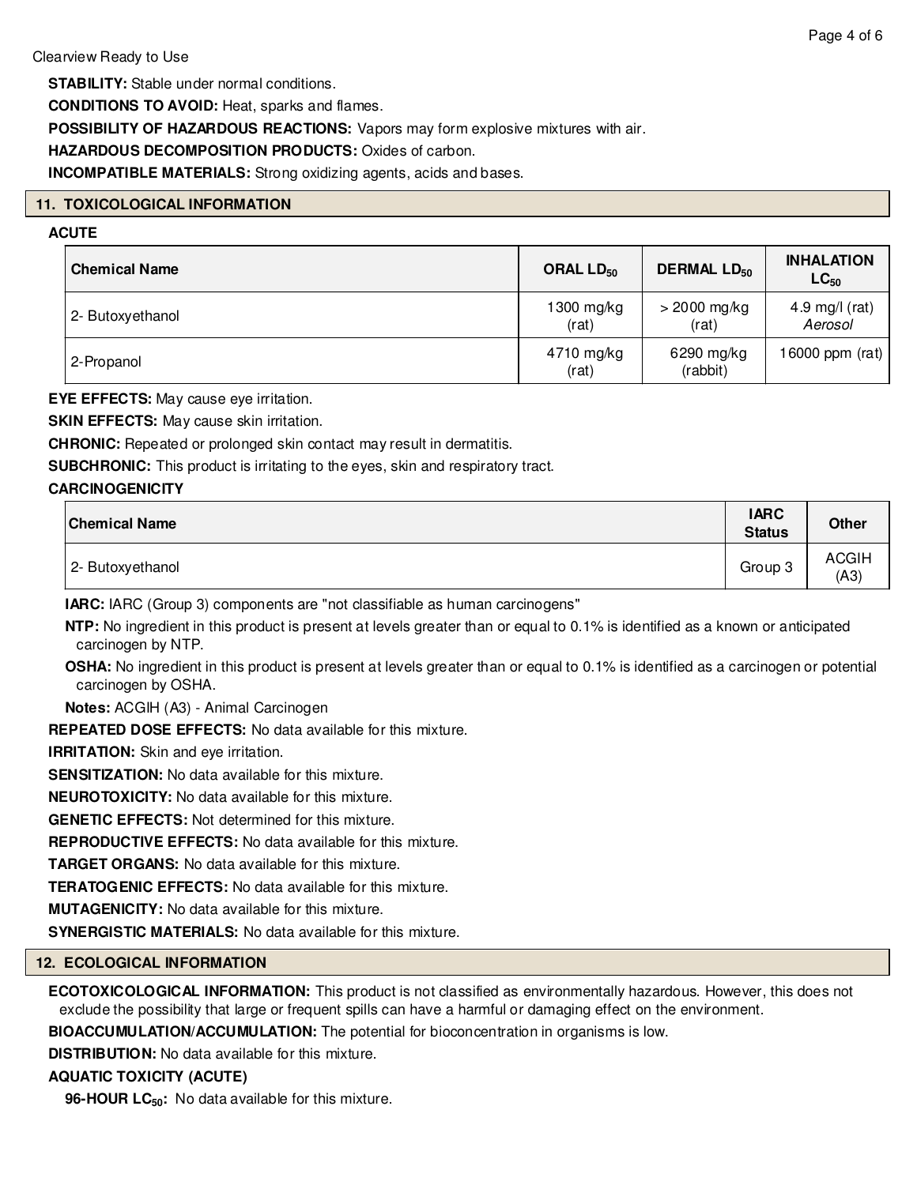**STABILITY:** Stable under normal conditions.

**CONDITIONS TO AVOID:** Heat, sparks and flames.

**POSSIBILITY OF HAZARDOUS REACTIONS:** Vapors may form explosive mixtures with air.

**HAZARDOUS DECOMPOSITION PRODUCTS:** Oxides of carbon.

**INCOMPATIBLE MATERIALS:** Strong oxidizing agents, acids and bases.

## 11. TOXICOLOGICAL INFORMATION

**ACUTE**

| Chemical Name | ORAL $LD_{50}$ | DERMAL $LD_{50}$ | INHALATION $LC_{50}$ |
|---|---|---|---|
| 2- Butoxyethanol | 1300 mg/kg (rat) | > 2000 mg/kg (rat) | 4.9 mg/l (rat) *Aerosol* |
| 2-Propanol | 4710 mg/kg (rat) | 6290 mg/kg (rabbit) | 16000 ppm (rat) |

**EYE EFFECTS:** May cause eye irritation.

**SKIN EFFECTS:** May cause skin irritation.

**CHRONIC:** Repeated or prolonged skin contact may result in dermatitis.

**SUBCHRONIC:** This product is irritating to the eyes, skin and respiratory tract.

**CARCINOGENICITY**

| Chemical Name | IARC Status | Other |
|---|---|---|
| 2- Butoxyethanol | Group 3 | ACGIH (A3) |

**IARC:** IARC (Group 3) components are "not classifiable as human carcinogens"

**NTP:** No ingredient in this product is present at levels greater than or equal to 0.1% is identified as a known or anticipated carcinogen by NTP.

**OSHA:** No ingredient in this product is present at levels greater than or equal to 0.1% is identified as a carcinogen or potential carcinogen by OSHA.

**Notes:** ACGIH (A3) - Animal Carcinogen

**REPEATED DOSE EFFECTS:** No data available for this mixture.

**IRRITATION:** Skin and eye irritation.

**SENSITIZATION:** No data available for this mixture.

**NEUROTOXICITY:** No data available for this mixture.

**GENETIC EFFECTS:** Not determined for this mixture.

**REPRODUCTIVE EFFECTS:** No data available for this mixture.

**TARGET ORGANS:** No data available for this mixture.

**TERATOGENIC EFFECTS:** No data available for this mixture.

**MUTAGENICITY:** No data available for this mixture.

**SYNERGISTIC MATERIALS:** No data available for this mixture.

## 12. ECOLOGICAL INFORMATION

**ECOTOXICOLOGICAL INFORMATION:** This product is not classified as environmentally hazardous. However, this does not exclude the possibility that large or frequent spills can have a harmful or damaging effect on the environment.

**BIOACCUMULATION/ACCUMULATION:** The potential for bioconcentration in organisms is low.

**DISTRIBUTION:** No data available for this mixture.

**AQUATIC TOXICITY (ACUTE)**

**96-HOUR $LC_{50}$:** No data available for this mixture.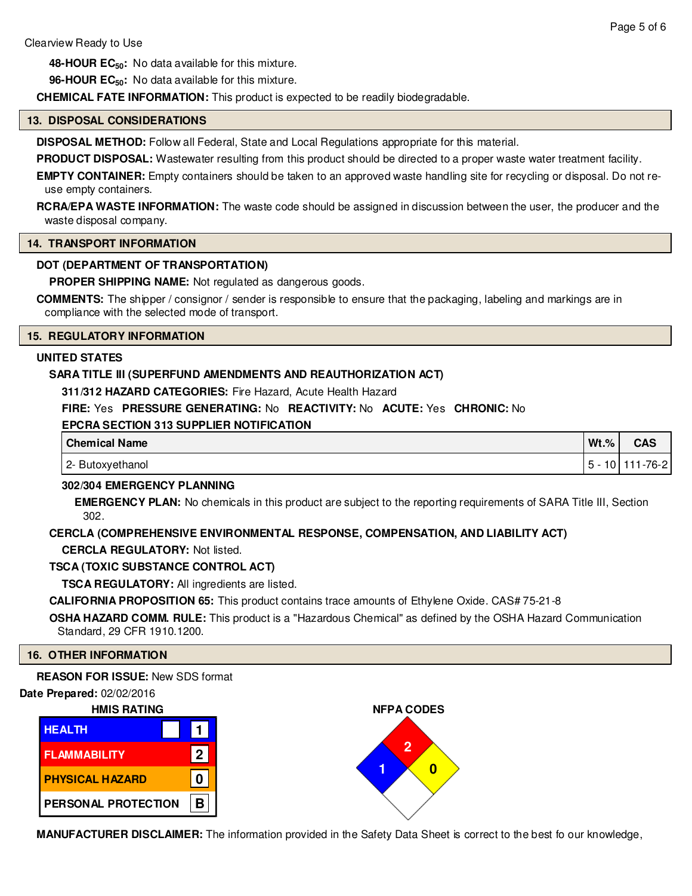Clearview Ready to Use

**48-HOUR $EC_{50}$:** No data available for this mixture.

**96-HOUR $EC_{50}$:** No data available for this mixture.

**CHEMICAL FATE INFORMATION:** This product is expected to be readily biodegradable.

## 13. DISPOSAL CONSIDERATIONS

**DISPOSAL METHOD:** Follow all Federal, State and Local Regulations appropriate for this material.

**PRODUCT DISPOSAL:** Wastewater resulting from this product should be directed to a proper waste water treatment facility.

**EMPTY CONTAINER:** Empty containers should be taken to an approved waste handling site for recycling or disposal. Do not re-use empty containers.

**RCRA/EPA WASTE INFORMATION:** The waste code should be assigned in discussion between the user, the producer and the waste disposal company.

## 14. TRANSPORT INFORMATION

**DOT (DEPARTMENT OF TRANSPORTATION)**

**PROPER SHIPPING NAME:** Not regulated as dangerous goods.

**COMMENTS:** The shipper / consignor / sender is responsible to ensure that the packaging, labeling and markings are in compliance with the selected mode of transport.

## 15. REGULATORY INFORMATION

**UNITED STATES**

**SARA TITLE III (SUPERFUND AMENDMENTS AND REAUTHORIZATION ACT)**

**311/312 HAZARD CATEGORIES:** Fire Hazard, Acute Health Hazard

**FIRE:** Yes **PRESSURE GENERATING:** No **REACTIVITY:** No **ACUTE:** Yes **CHRONIC:** No

**EPCRA SECTION 313 SUPPLIER NOTIFICATION**

| Chemical Name | Wt.% | CAS |
|---|---|---|
| 2- Butoxyethanol | 5 - 10 | 111-76-2 |

**302/304 EMERGENCY PLANNING**

**EMERGENCY PLAN:** No chemicals in this product are subject to the reporting requirements of SARA Title III, Section 302.

**CERCLA (COMPREHENSIVE ENVIRONMENTAL RESPONSE, COMPENSATION, AND LIABILITY ACT)**

**CERCLA REGULATORY:** Not listed.

**TSCA (TOXIC SUBSTANCE CONTROL ACT)**

**TSCA REGULATORY:** All ingredients are listed.

**CALIFORNIA PROPOSITION 65:** This product contains trace amounts of Ethylene Oxide. CAS# 75-21-8

**OSHA HAZARD COMM. RULE:** This product is a "Hazardous Chemical" as defined by the OSHA Hazard Communication Standard, 29 CFR 1910.1200.

## 16. OTHER INFORMATION

**REASON FOR ISSUE:** New SDS format

**Date Prepared:** 02/02/2016

**HMIS RATING**

| | |
|---|---|
| HEALTH | 1 |
| FLAMMABILITY | 2 |
| PHYSICAL HAZARD | 0 |
| PERSONAL PROTECTION | B |

**NFPA CODES**

Health: 1, Flammability: 2, Instability: 0

**MANUFACTURER DISCLAIMER:** The information provided in the Safety Data Sheet is correct to the best fo our knowledge,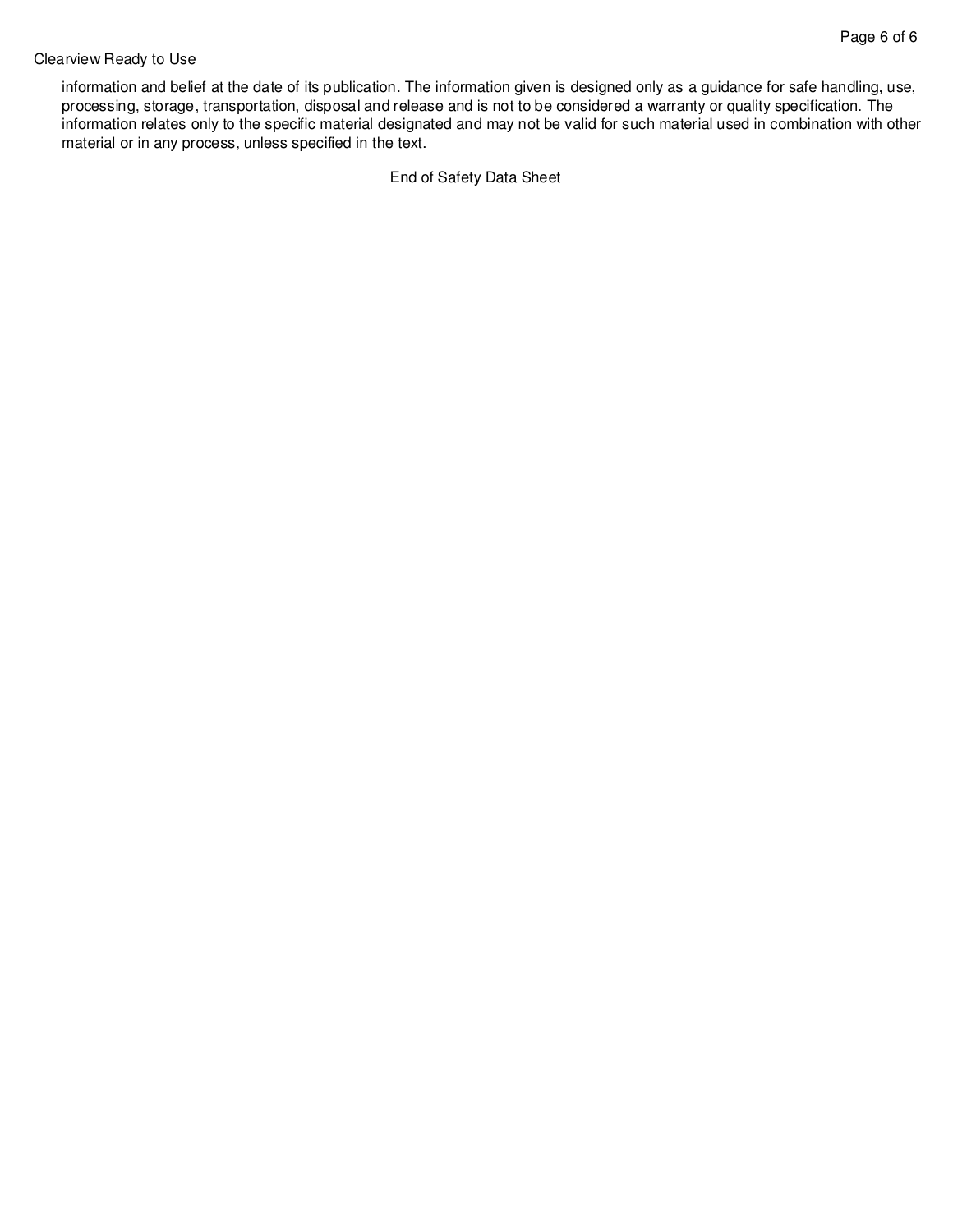information and belief at the date of its publication. The information given is designed only as a guidance for safe handling, use, processing, storage, transportation, disposal and release and is not to be considered a warranty or quality specification. The information relates only to the specific material designated and may not be valid for such material used in combination with other material or in any process, unless specified in the text.

End of Safety Data Sheet